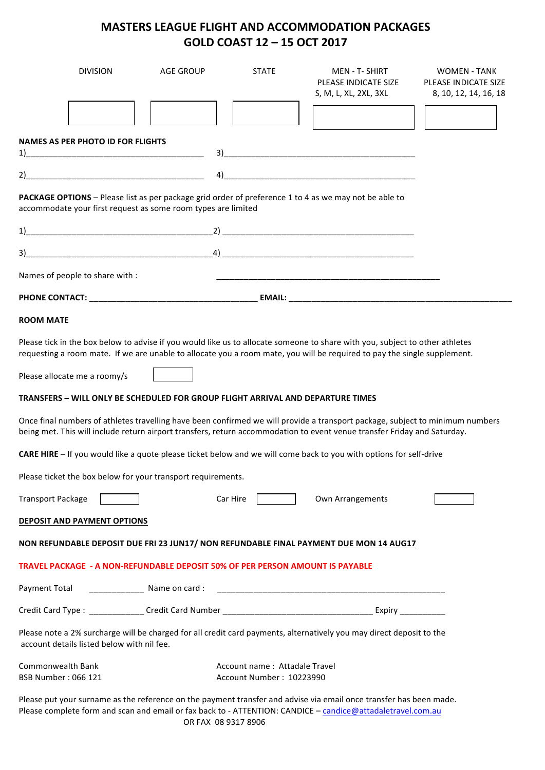# MASTERS LEAGUE FLIGHT AND ACCOMMODATION PACKAGES
# GOLD COAST 12 – 15 OCT 2017

| DIVISION | AGE GROUP | STATE | MEN - T- SHIRT PLEASE INDICATE SIZE S, M, L, XL, 2XL, 3XL | WOMEN - TANK PLEASE INDICATE SIZE 8, 10, 12, 14, 16, 18 |
|---|---|---|---|---|
| | | | | |

**NAMES AS PER PHOTO ID FOR FLIGHTS**

1)________________________________________ 3)____________________________________________

2)________________________________________ 4)____________________________________________

**PACKAGE OPTIONS** – Please list as per package grid order of preference 1 to 4 as we may not be able to accommodate your first request as some room types are limited

1)__________________________________________2) ____________________________________________

3)__________________________________________4) ____________________________________________

Names of people to share with : ___________________________________________________

**PHONE CONTACT:** ______________________________________ **EMAIL:** ___________________________________________________

**ROOM MATE**

Please tick in the box below to advise if you would like us to allocate someone to share with you, subject to other athletes requesting a room mate. If we are unable to allocate you a room mate, you will be required to pay the single supplement.

Please allocate me a roomy/s ☐

**TRANSFERS – WILL ONLY BE SCHEDULED FOR GROUP FLIGHT ARRIVAL AND DEPARTURE TIMES**

Once final numbers of athletes travelling have been confirmed we will provide a transport package, subject to minimum numbers being met. This will include return airport transfers, return accommodation to event venue transfer Friday and Saturday.

**CARE HIRE** – If you would like a quote please ticket below and we will come back to you with options for self-drive

Please ticket the box below for your transport requirements.

Transport Package ☐ Car Hire ☐ Own Arrangements ☐

**<u>DEPOSIT AND PAYMENT OPTIONS</u>**

**<u>NON REFUNDABLE DEPOSIT DUE FRI 23 JUN17/ NON REFUNDABLE FINAL PAYMENT DUE MON 14 AUG17</u>**

**TRAVEL PACKAGE - A NON-REFUNDABLE DEPOSIT 50% OF PER PERSON AMOUNT IS PAYABLE**

Payment Total ____________ Name on card : ___________________________________________________

Credit Card Type : ____________ Credit Card Number _________________________________ Expiry __________

Please note a 2% surcharge will be charged for all credit card payments, alternatively you may direct deposit to the account details listed below with nil fee.

Commonwealth Bank
BSB Number : 066 121

Account name : Attadale Travel
Account Number : 10223990

Please put your surname as the reference on the payment transfer and advise via email once transfer has been made.
Please complete form and scan and email or fax back to - ATTENTION: CANDICE – candice@attadaletravel.com.au
OR FAX 08 9317 8906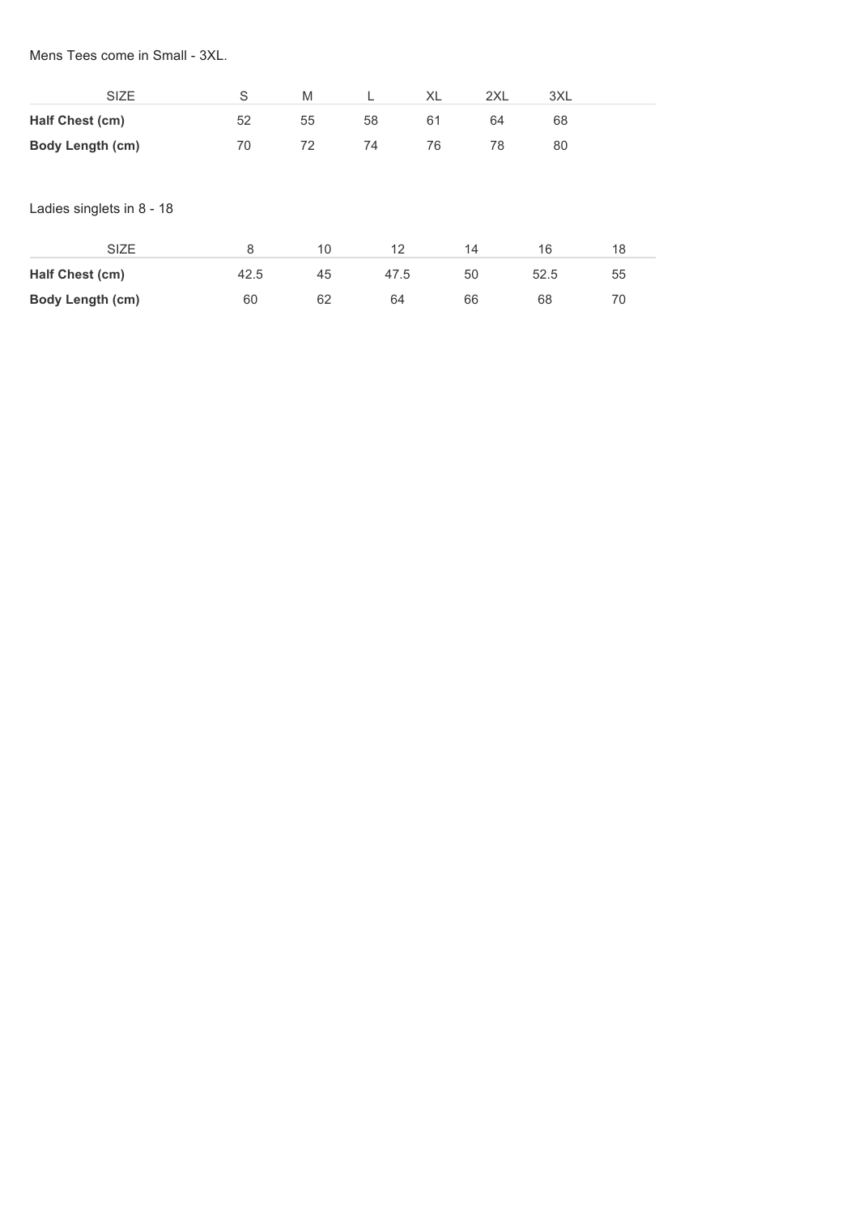Mens Tees come in Small - 3XL.

| SIZE | S | M | L | XL | 2XL | 3XL |
|---|---|---|---|---|---|---|
| **Half Chest (cm)** | 52 | 55 | 58 | 61 | 64 | 68 |
| **Body Length (cm)** | 70 | 72 | 74 | 76 | 78 | 80 |

Ladies singlets in 8 - 18

| SIZE | 8 | 10 | 12 | 14 | 16 | 18 |
|---|---|---|---|---|---|---|
| **Half Chest (cm)** | 42.5 | 45 | 47.5 | 50 | 52.5 | 55 |
| **Body Length (cm)** | 60 | 62 | 64 | 66 | 68 | 70 |